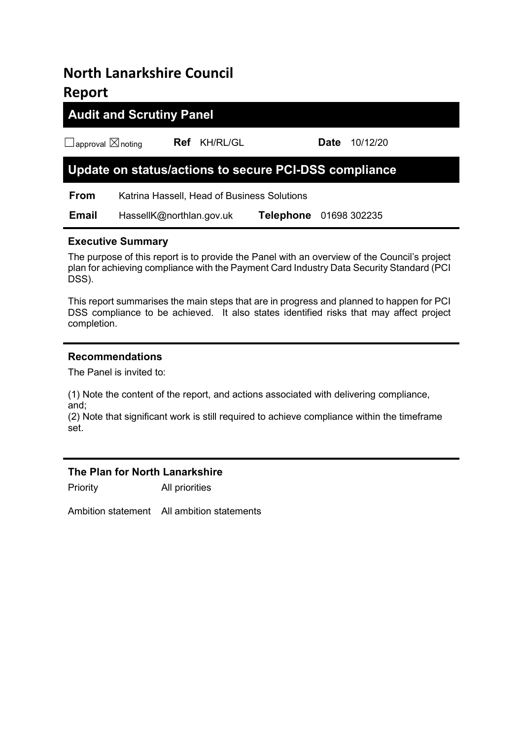# North Lanarkshire Council
# Report

## Audit and Scrutiny Panel

☐approval ☒noting **Ref** KH/RL/GL **Date** 10/12/20

## Update on status/actions to secure PCI-DSS compliance

**From** Katrina Hassell, Head of Business Solutions

**Email** HassellK@northlan.gov.uk **Telephone** 01698 302235

### Executive Summary

The purpose of this report is to provide the Panel with an overview of the Council's project plan for achieving compliance with the Payment Card Industry Data Security Standard (PCI DSS).

This report summarises the main steps that are in progress and planned to happen for PCI DSS compliance to be achieved. It also states identified risks that may affect project completion.

### Recommendations

The Panel is invited to:

(1) Note the content of the report, and actions associated with delivering compliance, and;
(2) Note that significant work is still required to achieve compliance within the timeframe set.

### The Plan for North Lanarkshire

Priority All priorities

Ambition statement All ambition statements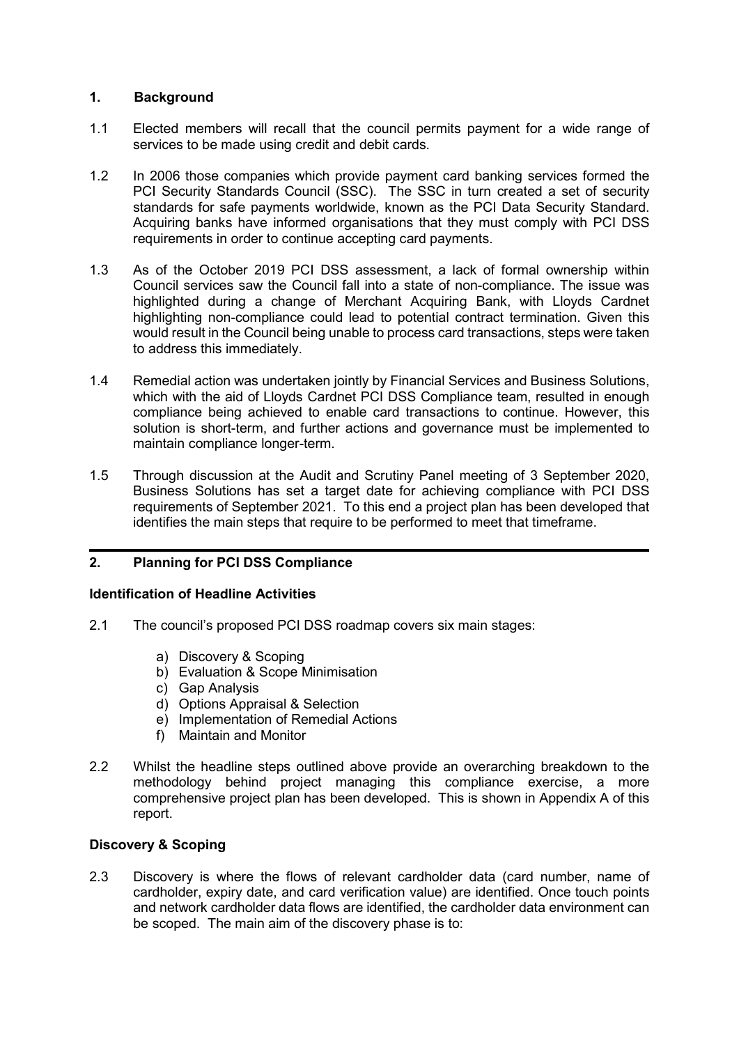## 1. Background

1.1 Elected members will recall that the council permits payment for a wide range of services to be made using credit and debit cards.

1.2 In 2006 those companies which provide payment card banking services formed the PCI Security Standards Council (SSC). The SSC in turn created a set of security standards for safe payments worldwide, known as the PCI Data Security Standard. Acquiring banks have informed organisations that they must comply with PCI DSS requirements in order to continue accepting card payments.

1.3 As of the October 2019 PCI DSS assessment, a lack of formal ownership within Council services saw the Council fall into a state of non-compliance. The issue was highlighted during a change of Merchant Acquiring Bank, with Lloyds Cardnet highlighting non-compliance could lead to potential contract termination. Given this would result in the Council being unable to process card transactions, steps were taken to address this immediately.

1.4 Remedial action was undertaken jointly by Financial Services and Business Solutions, which with the aid of Lloyds Cardnet PCI DSS Compliance team, resulted in enough compliance being achieved to enable card transactions to continue. However, this solution is short-term, and further actions and governance must be implemented to maintain compliance longer-term.

1.5 Through discussion at the Audit and Scrutiny Panel meeting of 3 September 2020, Business Solutions has set a target date for achieving compliance with PCI DSS requirements of September 2021. To this end a project plan has been developed that identifies the main steps that require to be performed to meet that timeframe.

## 2. Planning for PCI DSS Compliance

### Identification of Headline Activities

2.1 The council's proposed PCI DSS roadmap covers six main stages:

a) Discovery & Scoping
b) Evaluation & Scope Minimisation
c) Gap Analysis
d) Options Appraisal & Selection
e) Implementation of Remedial Actions
f) Maintain and Monitor

2.2 Whilst the headline steps outlined above provide an overarching breakdown to the methodology behind project managing this compliance exercise, a more comprehensive project plan has been developed. This is shown in Appendix A of this report.

### Discovery & Scoping

2.3 Discovery is where the flows of relevant cardholder data (card number, name of cardholder, expiry date, and card verification value) are identified. Once touch points and network cardholder data flows are identified, the cardholder data environment can be scoped. The main aim of the discovery phase is to: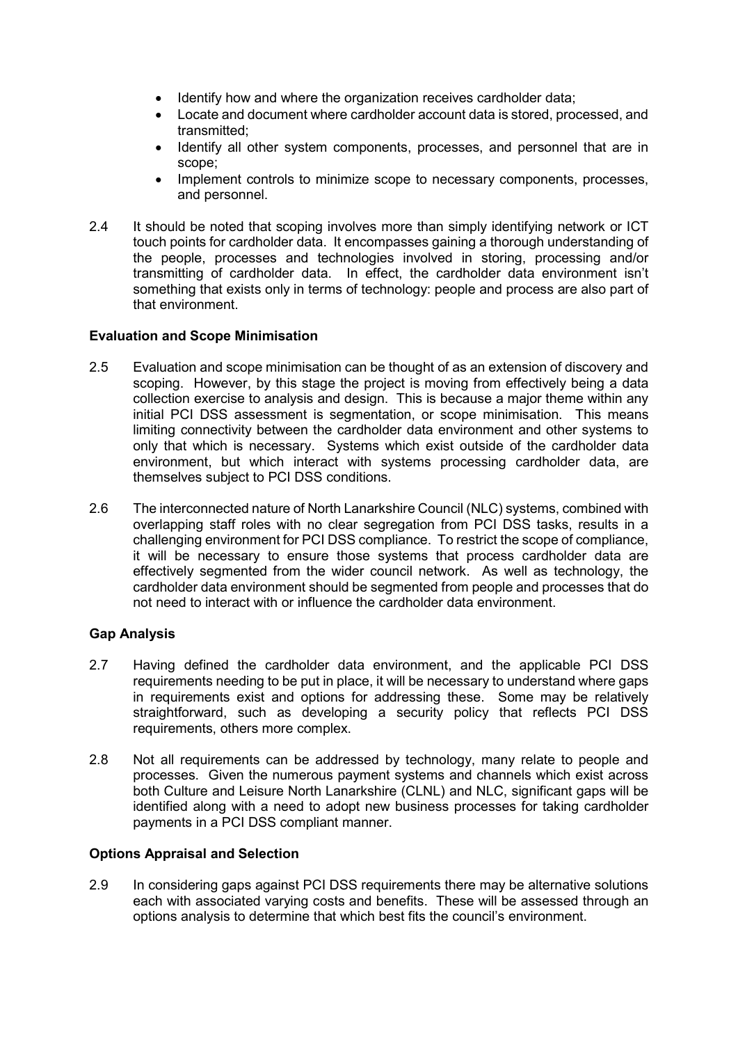- Identify how and where the organization receives cardholder data;
- Locate and document where cardholder account data is stored, processed, and transmitted;
- Identify all other system components, processes, and personnel that are in scope;
- Implement controls to minimize scope to necessary components, processes, and personnel.

2.4 It should be noted that scoping involves more than simply identifying network or ICT touch points for cardholder data. It encompasses gaining a thorough understanding of the people, processes and technologies involved in storing, processing and/or transmitting of cardholder data. In effect, the cardholder data environment isn't something that exists only in terms of technology: people and process are also part of that environment.

**Evaluation and Scope Minimisation**

2.5 Evaluation and scope minimisation can be thought of as an extension of discovery and scoping. However, by this stage the project is moving from effectively being a data collection exercise to analysis and design. This is because a major theme within any initial PCI DSS assessment is segmentation, or scope minimisation. This means limiting connectivity between the cardholder data environment and other systems to only that which is necessary. Systems which exist outside of the cardholder data environment, but which interact with systems processing cardholder data, are themselves subject to PCI DSS conditions.

2.6 The interconnected nature of North Lanarkshire Council (NLC) systems, combined with overlapping staff roles with no clear segregation from PCI DSS tasks, results in a challenging environment for PCI DSS compliance. To restrict the scope of compliance, it will be necessary to ensure those systems that process cardholder data are effectively segmented from the wider council network. As well as technology, the cardholder data environment should be segmented from people and processes that do not need to interact with or influence the cardholder data environment.

**Gap Analysis**

2.7 Having defined the cardholder data environment, and the applicable PCI DSS requirements needing to be put in place, it will be necessary to understand where gaps in requirements exist and options for addressing these. Some may be relatively straightforward, such as developing a security policy that reflects PCI DSS requirements, others more complex.

2.8 Not all requirements can be addressed by technology, many relate to people and processes. Given the numerous payment systems and channels which exist across both Culture and Leisure North Lanarkshire (CLNL) and NLC, significant gaps will be identified along with a need to adopt new business processes for taking cardholder payments in a PCI DSS compliant manner.

**Options Appraisal and Selection**

2.9 In considering gaps against PCI DSS requirements there may be alternative solutions each with associated varying costs and benefits. These will be assessed through an options analysis to determine that which best fits the council's environment.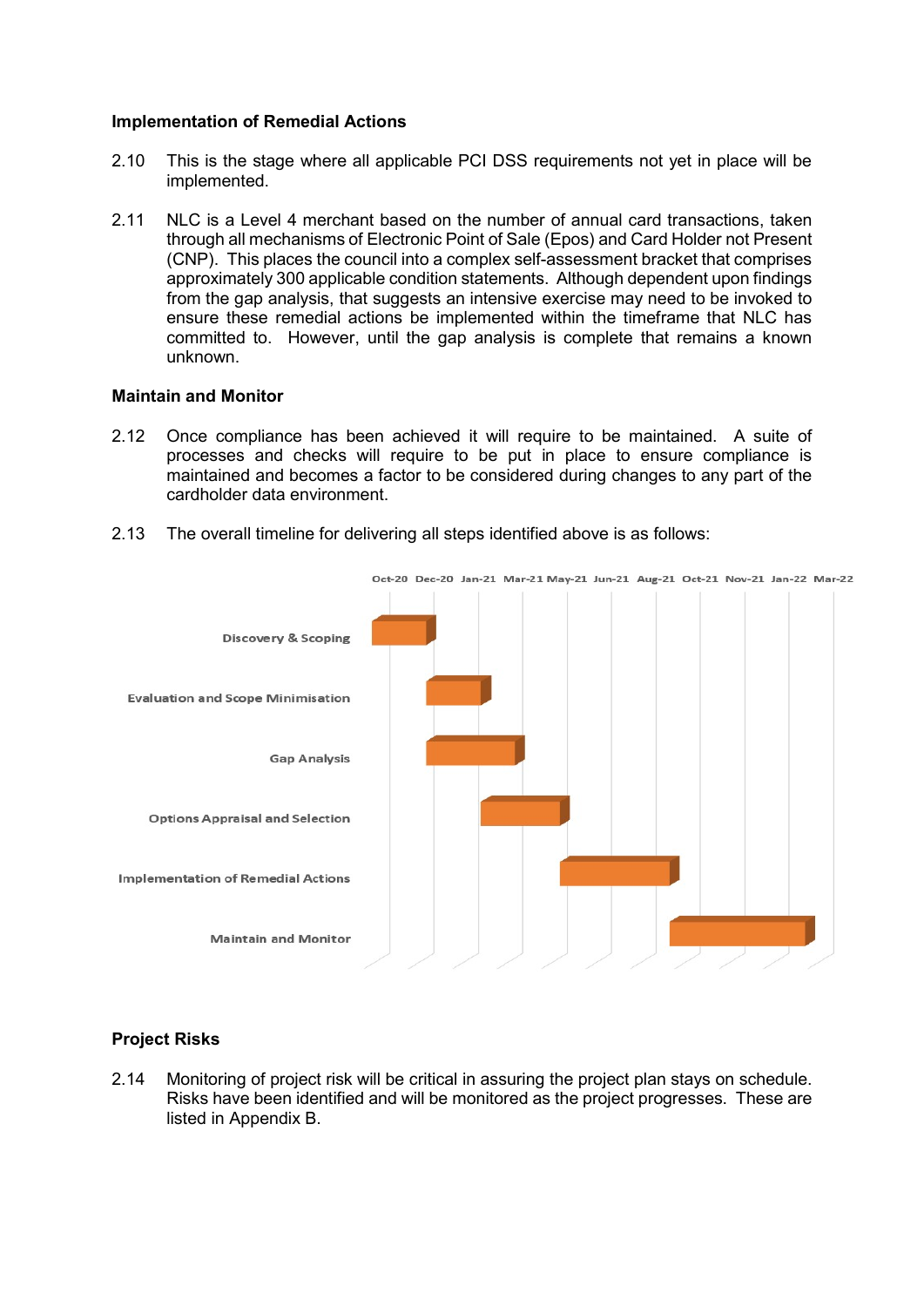### Implementation of Remedial Actions

2.10 This is the stage where all applicable PCI DSS requirements not yet in place will be implemented.

2.11 NLC is a Level 4 merchant based on the number of annual card transactions, taken through all mechanisms of Electronic Point of Sale (Epos) and Card Holder not Present (CNP). This places the council into a complex self-assessment bracket that comprises approximately 300 applicable condition statements. Although dependent upon findings from the gap analysis, that suggests an intensive exercise may need to be invoked to ensure these remedial actions be implemented within the timeframe that NLC has committed to. However, until the gap analysis is complete that remains a known unknown.

### Maintain and Monitor

2.12 Once compliance has been achieved it will require to be maintained. A suite of processes and checks will require to be put in place to ensure compliance is maintained and becomes a factor to be considered during changes to any part of the cardholder data environment.

2.13 The overall timeline for delivering all steps identified above is as follows:

Oct-20 Dec-20 Jan-21 Mar-21 May-21 Jun-21 Aug-21 Oct-21 Nov-21 Jan-22 Mar-22

Discovery & Scoping

Evaluation and Scope Minimisation

Gap Analysis

Options Appraisal and Selection

Implementation of Remedial Actions

Maintain and Monitor

### Project Risks

2.14 Monitoring of project risk will be critical in assuring the project plan stays on schedule. Risks have been identified and will be monitored as the project progresses. These are listed in Appendix B.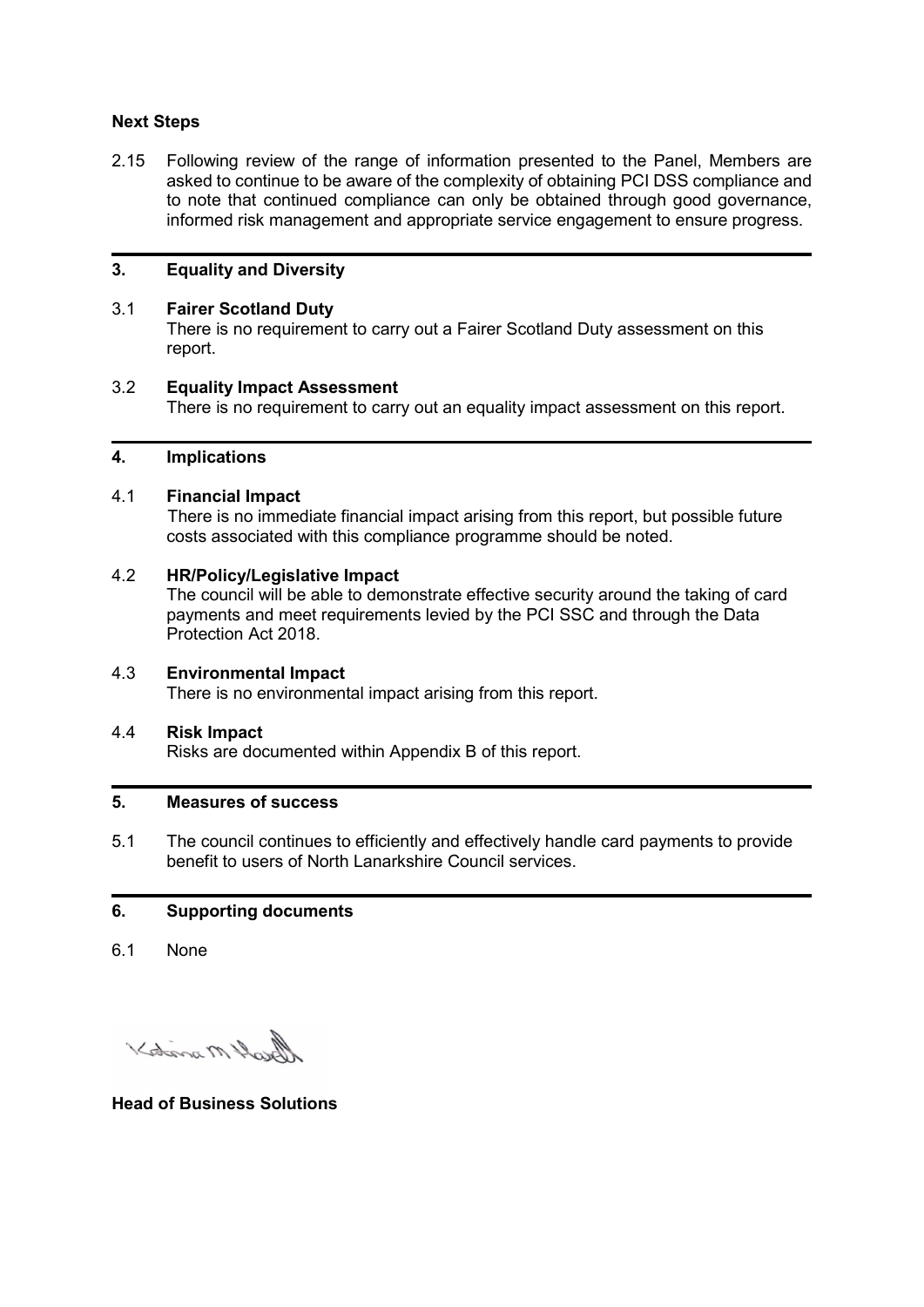**Next Steps**

2.15 Following review of the range of information presented to the Panel, Members are asked to continue to be aware of the complexity of obtaining PCI DSS compliance and to note that continued compliance can only be obtained through good governance, informed risk management and appropriate service engagement to ensure progress.

## 3. Equality and Diversity

3.1 **Fairer Scotland Duty**
There is no requirement to carry out a Fairer Scotland Duty assessment on this report.

3.2 **Equality Impact Assessment**
There is no requirement to carry out an equality impact assessment on this report.

## 4. Implications

4.1 **Financial Impact**
There is no immediate financial impact arising from this report, but possible future costs associated with this compliance programme should be noted.

4.2 **HR/Policy/Legislative Impact**
The council will be able to demonstrate effective security around the taking of card payments and meet requirements levied by the PCI SSC and through the Data Protection Act 2018.

4.3 **Environmental Impact**
There is no environmental impact arising from this report.

4.4 **Risk Impact**
Risks are documented within Appendix B of this report.

## 5. Measures of success

5.1 The council continues to efficiently and effectively handle card payments to provide benefit to users of North Lanarkshire Council services.

## 6. Supporting documents

6.1 None

**Head of Business Solutions**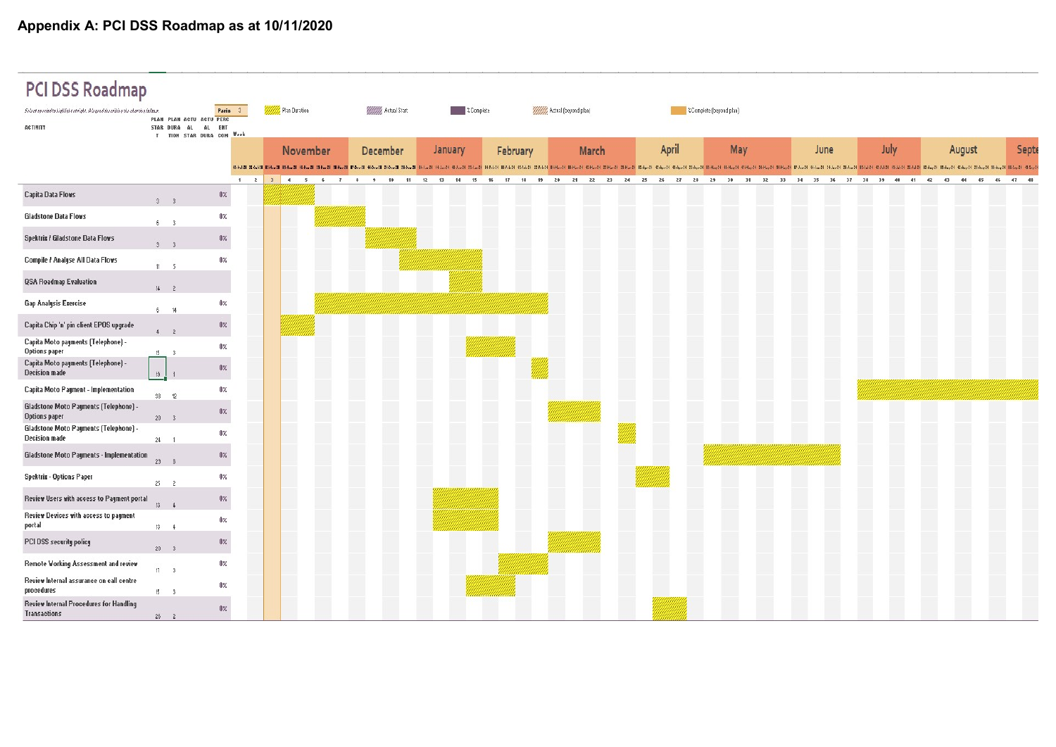## Appendix A: PCI DSS Roadmap as at 10/11/2020

# PCI DSS Roadmap

Select a period to highlight at right. A legend describing the charting follows.

Period: 3

Legend: Plan Duration | Actual Start | % Complete | Actual (beyond plan) | % Complete (beyond plan)

| ACTIVITY | PLAN START | PLAN DURATION | ACTUAL START | ACTUAL DURATION | PERCENT COMPLETE |
|---|---|---|---|---|---|
| Capita Data Flows | 3 | 3 | | | 0% |
| Gladstone Data Flows | 6 | 3 | | | 0% |
| Spektrix / Gladstone Data Flows | 9 | 3 | | | 0% |
| Compile / Analyse All Data Flows | 11 | 5 | | | 0% |
| QSA Roadmap Evaluation | 14 | 2 | | | |
| Gap Analysis Exercise | 6 | 14 | | | 0% |
| Capita Chip 'n' pin client EPOS upgrade | 4 | 2 | | | 0% |
| Capita Moto payments (Telephone) - Options paper | 15 | 3 | | | 0% |
| Capita Moto payments (Telephone) - Decision made | 19 | 1 | | | 0% |
| Capita Moto Payment - Implementation | 38 | 12 | | | 0% |
| Gladstone Moto Payments (Telephone) - Options paper | 20 | 3 | | | 0% |
| Gladstone Moto Payments (Telephone) - Decision made | 24 | 1 | | | 0% |
| Gladstone Moto Payments - Implementation | 29 | 8 | | | 0% |
| Spektrix - Options Paper | 25 | 2 | | | 0% |
| Review Users with access to Payment portal | 13 | 4 | | | 0% |
| Review Devices with access to payment portal | 13 | 4 | | | 0% |
| PCI DSS security policy | 20 | 3 | | | 0% |
| Remote Working Assessment and review | 17 | 3 | | | 0% |
| Review internal assurance on call centre procedures | 15 | 3 | | | 0% |
| Review Internal Procedures for Handling Transactions | 26 | 2 | | | 0% |

Timeline: November, December, January, February, March, April, May, June, July, August, September (Weeks 1–48)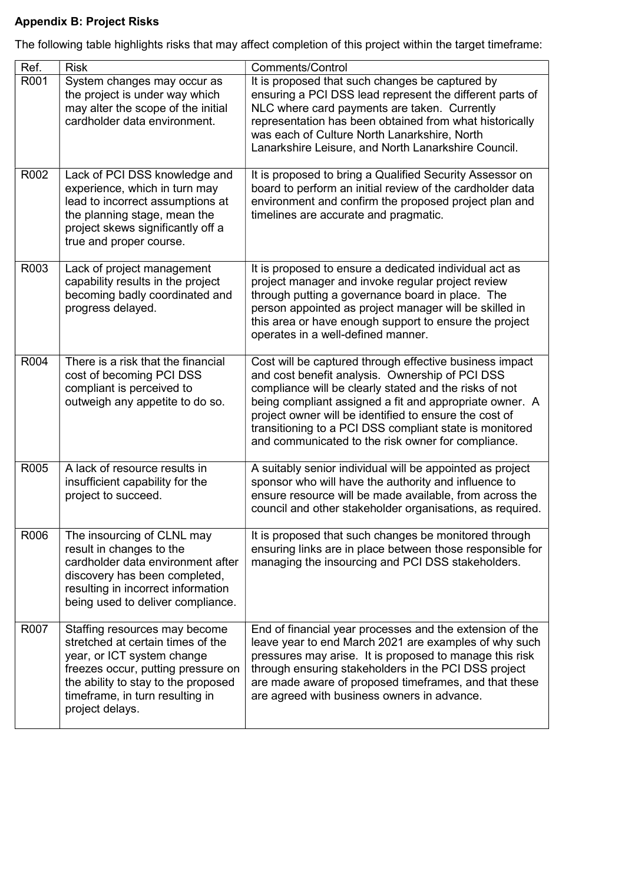**Appendix B: Project Risks**

The following table highlights risks that may affect completion of this project within the target timeframe:

| Ref. | Risk | Comments/Control |
|---|---|---|
| R001 | System changes may occur as the project is under way which may alter the scope of the initial cardholder data environment. | It is proposed that such changes be captured by ensuring a PCI DSS lead represent the different parts of NLC where card payments are taken. Currently representation has been obtained from what historically was each of Culture North Lanarkshire, North Lanarkshire Leisure, and North Lanarkshire Council. |
| R002 | Lack of PCI DSS knowledge and experience, which in turn may lead to incorrect assumptions at the planning stage, mean the project skews significantly off a true and proper course. | It is proposed to bring a Qualified Security Assessor on board to perform an initial review of the cardholder data environment and confirm the proposed project plan and timelines are accurate and pragmatic. |
| R003 | Lack of project management capability results in the project becoming badly coordinated and progress delayed. | It is proposed to ensure a dedicated individual act as project manager and invoke regular project review through putting a governance board in place. The person appointed as project manager will be skilled in this area or have enough support to ensure the project operates in a well-defined manner. |
| R004 | There is a risk that the financial cost of becoming PCI DSS compliant is perceived to outweigh any appetite to do so. | Cost will be captured through effective business impact and cost benefit analysis. Ownership of PCI DSS compliance will be clearly stated and the risks of not being compliant assigned a fit and appropriate owner. A project owner will be identified to ensure the cost of transitioning to a PCI DSS compliant state is monitored and communicated to the risk owner for compliance. |
| R005 | A lack of resource results in insufficient capability for the project to succeed. | A suitably senior individual will be appointed as project sponsor who will have the authority and influence to ensure resource will be made available, from across the council and other stakeholder organisations, as required. |
| R006 | The insourcing of CLNL may result in changes to the cardholder data environment after discovery has been completed, resulting in incorrect information being used to deliver compliance. | It is proposed that such changes be monitored through ensuring links are in place between those responsible for managing the insourcing and PCI DSS stakeholders. |
| R007 | Staffing resources may become stretched at certain times of the year, or ICT system change freezes occur, putting pressure on the ability to stay to the proposed timeframe, in turn resulting in project delays. | End of financial year processes and the extension of the leave year to end March 2021 are examples of why such pressures may arise. It is proposed to manage this risk through ensuring stakeholders in the PCI DSS project are made aware of proposed timeframes, and that these are agreed with business owners in advance. |